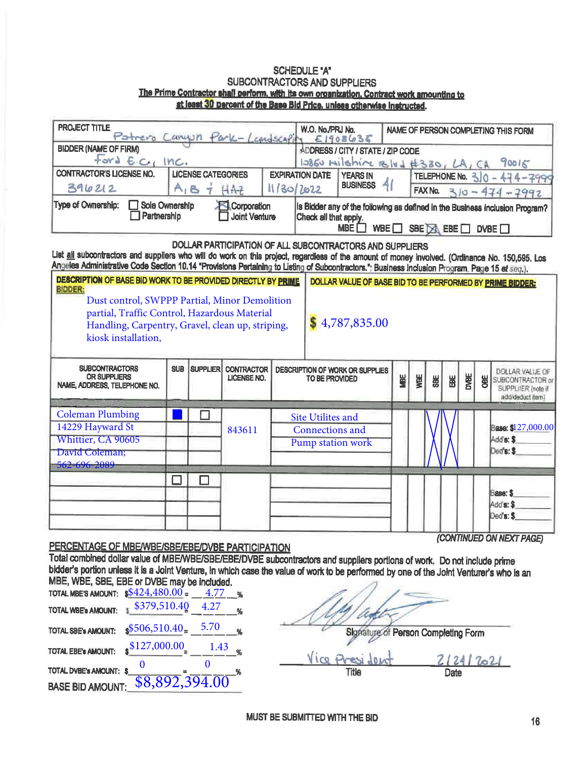# SCHEDULE "A"
## SUBCONTRACTORS AND SUPPLIERS

**The Prime Contractor shall perform, with its own organization, Contract work amounting to at least 30 percent of the Base Bid Price, unless otherwise instructed.**

| | | | | | |
|---|---|---|---|---|---|
| PROJECT TITLE: Potrero Canyon Park - Landscaping | | | W.O. No./PRJ No. E1908635 | NAME OF PERSON COMPLETING THIS FORM | |
| BIDDER (NAME OF FIRM): Ford E.C., Inc. | | | ADDRESS / CITY / STATE / ZIP CODE: 10860 Wilshire Blvd #330, LA, CA 90015 | | |
| CONTRACTOR'S LICENSE NO.: 396212 | LICENSE CATEGORIES: A, B + HAZ | EXPIRATION DATE: 11/30/2022 | YEARS IN BUSINESS: 41 | TELEPHONE No. 310-474-7999 / FAX No. 310-474-7992 | |
| Type of Ownership: ☐ Sole Ownership ☐ Partnership ☒ Corporation ☐ Joint Venture | | | Is Bidder any of the following as defined in the Business Inclusion Program? Check all that apply. MBE ☐ WBE ☐ SBE ☒ EBE ☐ DVBE ☐ | | |

### DOLLAR PARTICIPATION OF ALL SUBCONTRACTORS AND SUPPLIERS

List **all** subcontractors and suppliers who will do work on this project, regardless of the amount of money involved. (Ordinance No. 150,595. Los Angeles Administrative Code Section 10.14 "Provisions Pertaining to Listing of Subcontractors."; Business Inclusion Program, Page 15 *et seq.*).

| DESCRIPTION OF BASE BID WORK TO BE PROVIDED DIRECTLY BY PRIME BIDDER: | DOLLAR VALUE OF BASE BID TO BE PERFORMED BY PRIME BIDDER: |
|---|---|
| Dust control, SWPPP Partial, Minor Demolition partial, Traffic Control, Hazardous Material Handling, Carpentry, Gravel, clean up, striping, kiosk installation, | $ 4,787,835.00 |

| SUBCONTRACTORS OR SUPPLIERS NAME, ADDRESS, TELEPHONE NO. | SUB | SUPPLIER | CONTRACTOR LICENSE NO. | DESCRIPTION OF WORK OR SUPPLIES TO BE PROVIDED | MBE | WBE | SBE | EBE | DVBE | OBE | DOLLAR VALUE OF SUBCONTRACTOR or SUPPLIER (note if add/deduct item) |
|---|---|---|---|---|---|---|---|---|---|---|---|
| Coleman Plumbing<br>14229 Hayward St<br>Whittier, CA 90605<br>David Coleman; 562-696-2089 | ■ | ☐ | 843611 | Site Utilities and Connections and Pump station work | | | X | X | | | Base: $127,000.00<br>Add's: $<br>Ded's: $ |
| | ☐ | ☐ | | | | | | | | | Base: $<br>Add's: $<br>Ded's: $ |

*(CONTINUED ON NEXT PAGE)*

### PERCENTAGE OF MBE/WBE/SBE/EBE/DVBE PARTICIPATION

Total combined dollar value of MBE/WBE/SBE/EBE/DVBE subcontractors and suppliers portions of work. Do not include prime bidder's portion unless it is a Joint Venture, in which case the value of work to be performed by one of the Joint Venturer's who is an MBE, WBE, SBE, EBE or DVBE may be included.

TOTAL MBE'S AMOUNT: $424,480.00 = 4.77 %

TOTAL WBE's AMOUNT: $379,510.40 = 4.27 %

TOTAL SBE's AMOUNT: $506,510.40 = 5.70 %

TOTAL EBE's AMOUNT: $127,000.00 = 1.43 %

TOTAL DVBE's AMOUNT: $ 0 = 0 %

BASE BID AMOUNT: $8,892,394.00

Signature of Person Completing Form

Vice President — Title

2/24/2021 — Date

MUST BE SUBMITTED WITH THE BID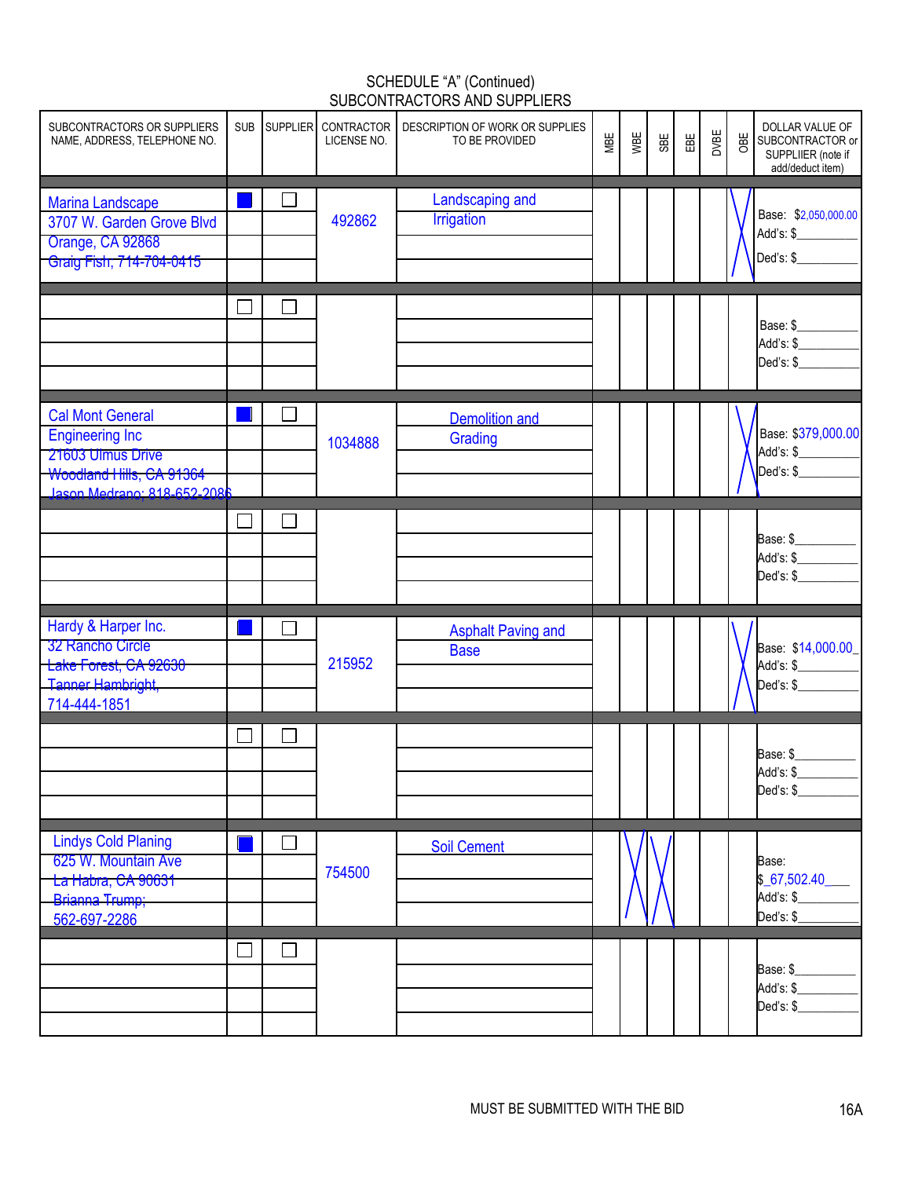SCHEDULE "A" (Continued)
SUBCONTRACTORS AND SUPPLIERS

| SUBCONTRACTORS OR SUPPLIERS NAME, ADDRESS, TELEPHONE NO. | SUB | SUPPLIER | CONTRACTOR LICENSE NO. | DESCRIPTION OF WORK OR SUPPLIES TO BE PROVIDED | MBE | WBE | SBE | EBE | DVBE | OBE | DOLLAR VALUE OF SUBCONTRACTOR or SUPPLIIER (note if add/deduct item) |
|---|---|---|---|---|---|---|---|---|---|---|---|
| Marina Landscape<br>3707 W. Garden Grove Blvd<br>Orange, CA 92868<br>Graig Fish, 714-704-0415 | ■ | ☐ | 492862 | Landscaping and Irrigation | | | | | | X | Base: $2,050,000.00<br>Add's: $\_\_\_\_\_\_\_\_\_<br>Ded's: $\_\_\_\_\_\_\_\_\_ |
| | ☐ | ☐ | | | | | | | | | Base: $\_\_\_\_\_\_\_\_\_<br>Add's: $\_\_\_\_\_\_\_\_\_<br>Ded's: $\_\_\_\_\_\_\_\_\_ |
| Cal Mont General Engineering Inc<br>21603 Ulmus Drive<br>Woodland Hills, CA 91364<br>Jason Medrano; 818-652-2086 | ■ | ☐ | 1034888 | Demolition and Grading | | | | | | X | Base: $379,000.00<br>Add's: $\_\_\_\_\_\_\_\_\_<br>Ded's: $\_\_\_\_\_\_\_\_\_ |
| | ☐ | ☐ | | | | | | | | | Base: $\_\_\_\_\_\_\_\_\_<br>Add's: $\_\_\_\_\_\_\_\_\_<br>Ded's: $\_\_\_\_\_\_\_\_\_ |
| Hardy & Harper Inc.<br>32 Rancho Circle<br>Lake Forest, CA 92630<br>Tanner Hambright,<br>714-444-1851 | ■ | ☐ | 215952 | Asphalt Paving and Base | | | | | | X | Base: $14,000.00<br>Add's: $\_\_\_\_\_\_\_\_\_<br>Ded's: $\_\_\_\_\_\_\_\_\_ |
| | ☐ | ☐ | | | | | | | | | Base: $\_\_\_\_\_\_\_\_\_<br>Add's: $\_\_\_\_\_\_\_\_\_<br>Ded's: $\_\_\_\_\_\_\_\_\_ |
| Lindys Cold Planing<br>625 W. Mountain Ave<br>La Habra, CA 90631<br>Brianna Trump;<br>562-697-2286 | ■ | ☐ | 754500 | Soil Cement | X | X | | | | | Base: $\_67,502.40\_\_\_<br>Add's: $\_\_\_\_\_\_\_\_\_<br>Ded's: $\_\_\_\_\_\_\_\_\_ |
| | ☐ | ☐ | | | | | | | | | Base: $\_\_\_\_\_\_\_\_\_<br>Add's: $\_\_\_\_\_\_\_\_\_<br>Ded's: $\_\_\_\_\_\_\_\_\_ |

MUST BE SUBMITTED WITH THE BID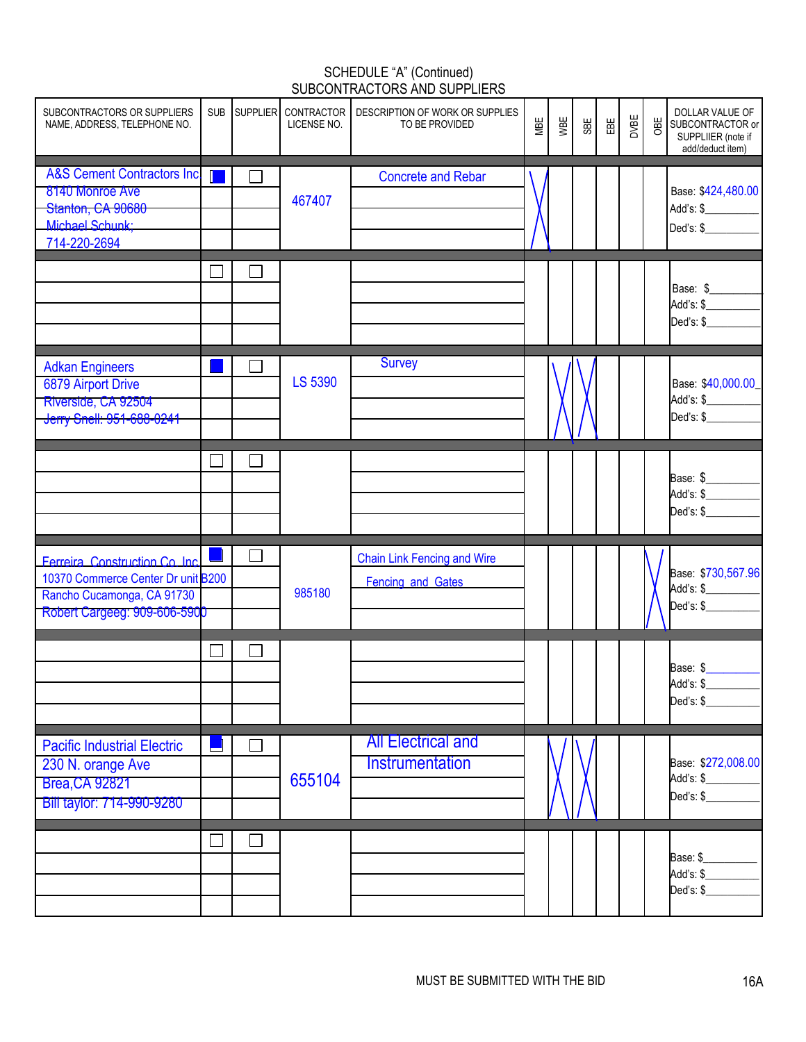SCHEDULE "A" (Continued)
SUBCONTRACTORS AND SUPPLIERS

| SUBCONTRACTORS OR SUPPLIERS NAME, ADDRESS, TELEPHONE NO. | SUB | SUPPLIER | CONTRACTOR LICENSE NO. | DESCRIPTION OF WORK OR SUPPLIES TO BE PROVIDED | MBE | WBE | SBE | EBE | DVBE | OBE | DOLLAR VALUE OF SUBCONTRACTOR or SUPPLIIER (note if add/deduct item) |
|---|---|---|---|---|---|---|---|---|---|---|---|
| A&S Cement Contractors Inc 8140 Monroe Ave Stanton, CA 90680 Michael Schunk; 714-220-2694 | ☑ | ☐ | 467407 | Concrete and Rebar | X | | | | | | Base: $424,480.00 Add's: $\_\_\_\_\_\_ Ded's: $\_\_\_\_\_\_ |
| | ☐ | ☐ | | | | | | | | | Base: $\_\_\_\_\_\_ Add's: $\_\_\_\_\_\_ Ded's: $\_\_\_\_\_\_ |
| Adkan Engineers 6879 Airport Drive Riverside, CA 92504 Jerry Snell: 951-688-0241 | ☑ | ☐ | LS 5390 | Survey | | X | X | | | | Base: $40,000.00 Add's: $\_\_\_\_\_\_ Ded's: $\_\_\_\_\_\_ |
| | ☐ | ☐ | | | | | | | | | Base: $\_\_\_\_\_\_ Add's: $\_\_\_\_\_\_ Ded's: $\_\_\_\_\_\_ |
| Ferreira Construction Co Inc 10370 Commerce Center Dr unit B200 Rancho Cucamonga, CA 91730 Robert Cargeeg: 909-606-5900 | ☑ | ☐ | 985180 | Chain Link Fencing and Wire Fencing and Gates | | | | | | X | Base: $730,567.96 Add's: $\_\_\_\_\_\_ Ded's: $\_\_\_\_\_\_ |
| | ☐ | ☐ | | | | | | | | | Base: $\_\_\_\_\_\_ Add's: $\_\_\_\_\_\_ Ded's: $\_\_\_\_\_\_ |
| Pacific Industrial Electric 230 N. orange Ave Brea,CA 92821 Bill taylor: 714-990-9280 | ☑ | ☐ | 655104 | All Electrical and Instrumentation | | X | X | | | | Base: $272,008.00 Add's: $\_\_\_\_\_\_ Ded's: $\_\_\_\_\_\_ |
| | ☐ | ☐ | | | | | | | | | Base: $\_\_\_\_\_\_ Add's: $\_\_\_\_\_\_ Ded's: $\_\_\_\_\_\_ |

MUST BE SUBMITTED WITH THE BID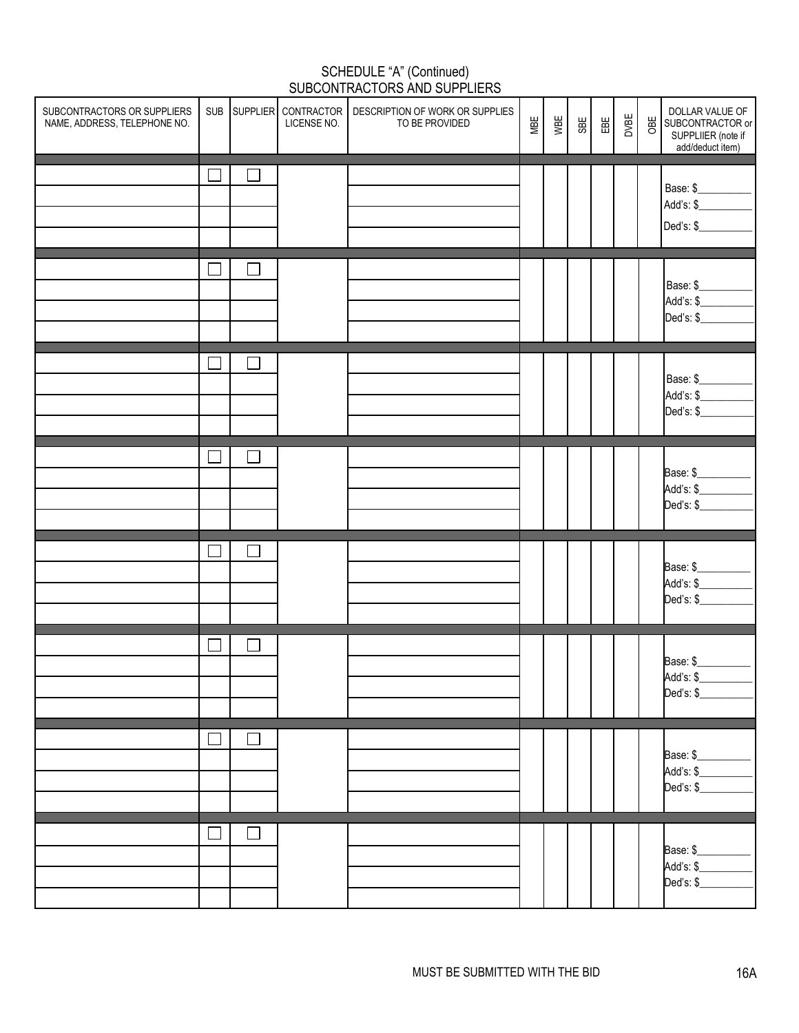# SCHEDULE "A" (Continued)
## SUBCONTRACTORS AND SUPPLIERS

| SUBCONTRACTORS OR SUPPLIERS NAME, ADDRESS, TELEPHONE NO. | SUB | SUPPLIER | CONTRACTOR LICENSE NO. | DESCRIPTION OF WORK OR SUPPLIES TO BE PROVIDED | MBE | WBE | SBE | EBE | DVBE | OBE | DOLLAR VALUE OF SUBCONTRACTOR or SUPPLIIER (note if add/deduct item) |
|---|---|---|---|---|---|---|---|---|---|---|---|
| | ☐ | ☐ | | | | | | | | | Base: $__________ Add's: $__________ Ded's: $__________ |
| | ☐ | ☐ | | | | | | | | | Base: $__________ Add's: $__________ Ded's: $__________ |
| | ☐ | ☐ | | | | | | | | | Base: $__________ Add's: $__________ Ded's: $__________ |
| | ☐ | ☐ | | | | | | | | | Base: $__________ Add's: $__________ Ded's: $__________ |
| | ☐ | ☐ | | | | | | | | | Base: $__________ Add's: $__________ Ded's: $__________ |
| | ☐ | ☐ | | | | | | | | | Base: $__________ Add's: $__________ Ded's: $__________ |
| | ☐ | ☐ | | | | | | | | | Base: $__________ Add's: $__________ Ded's: $__________ |
| | ☐ | ☐ | | | | | | | | | Base: $__________ Add's: $__________ Ded's: $__________ |

MUST BE SUBMITTED WITH THE BID